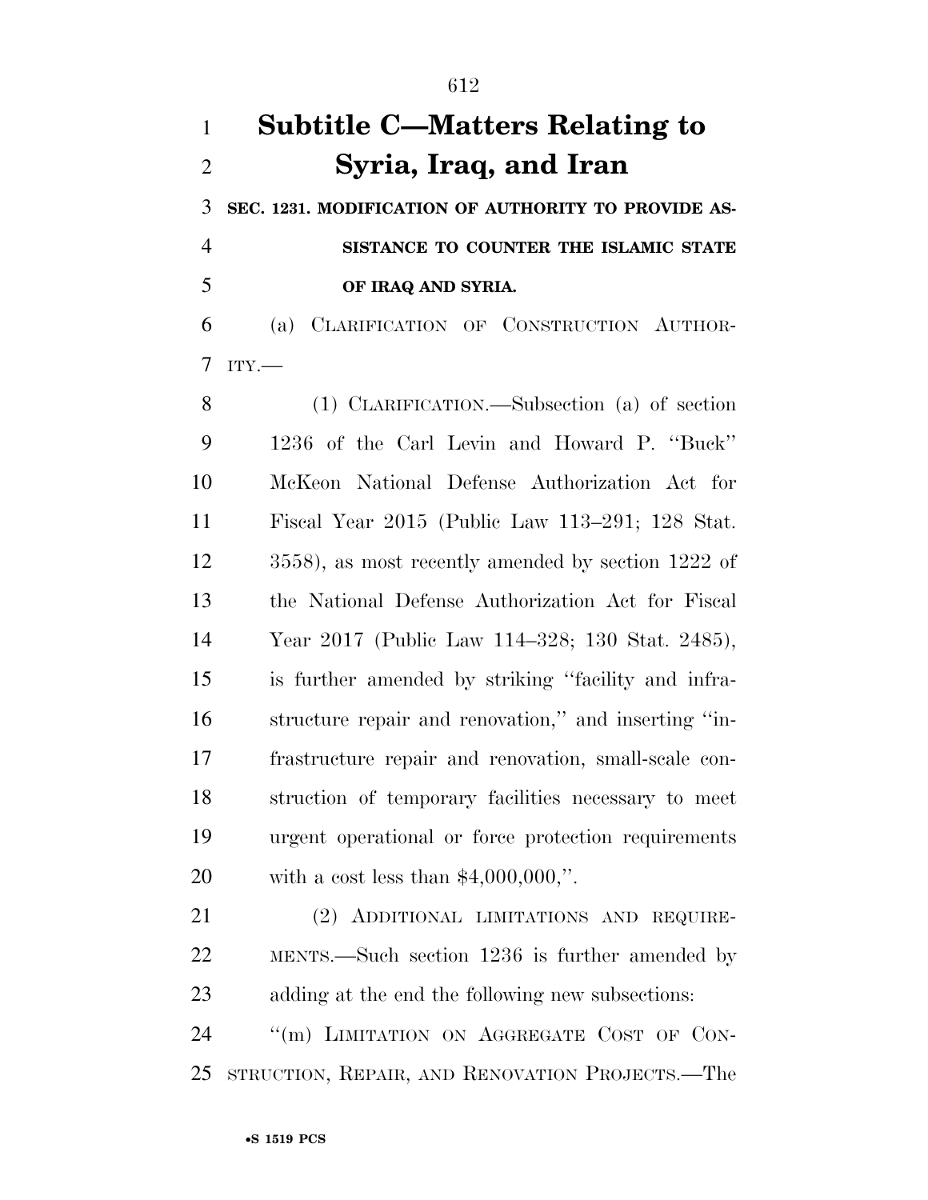# Subtitle C—Matters Relating to Syria, Iraq, and Iran

**SEC. 1231. MODIFICATION OF AUTHORITY TO PROVIDE ASSISTANCE TO COUNTER THE ISLAMIC STATE OF IRAQ AND SYRIA.**

(a) CLARIFICATION OF CONSTRUCTION AUTHORITY.—

(1) CLARIFICATION.—Subsection (a) of section 1236 of the Carl Levin and Howard P. ''Buck'' McKeon National Defense Authorization Act for Fiscal Year 2015 (Public Law 113–291; 128 Stat. 3558), as most recently amended by section 1222 of the National Defense Authorization Act for Fiscal Year 2017 (Public Law 114–328; 130 Stat. 2485), is further amended by striking ''facility and infrastructure repair and renovation,'' and inserting ''infrastructure repair and renovation, small-scale construction of temporary facilities necessary to meet urgent operational or force protection requirements with a cost less than $4,000,000,''.

(2) ADDITIONAL LIMITATIONS AND REQUIREMENTS.—Such section 1236 is further amended by adding at the end the following new subsections:

''(m) LIMITATION ON AGGREGATE COST OF CONSTRUCTION, REPAIR, AND RENOVATION PROJECTS.—The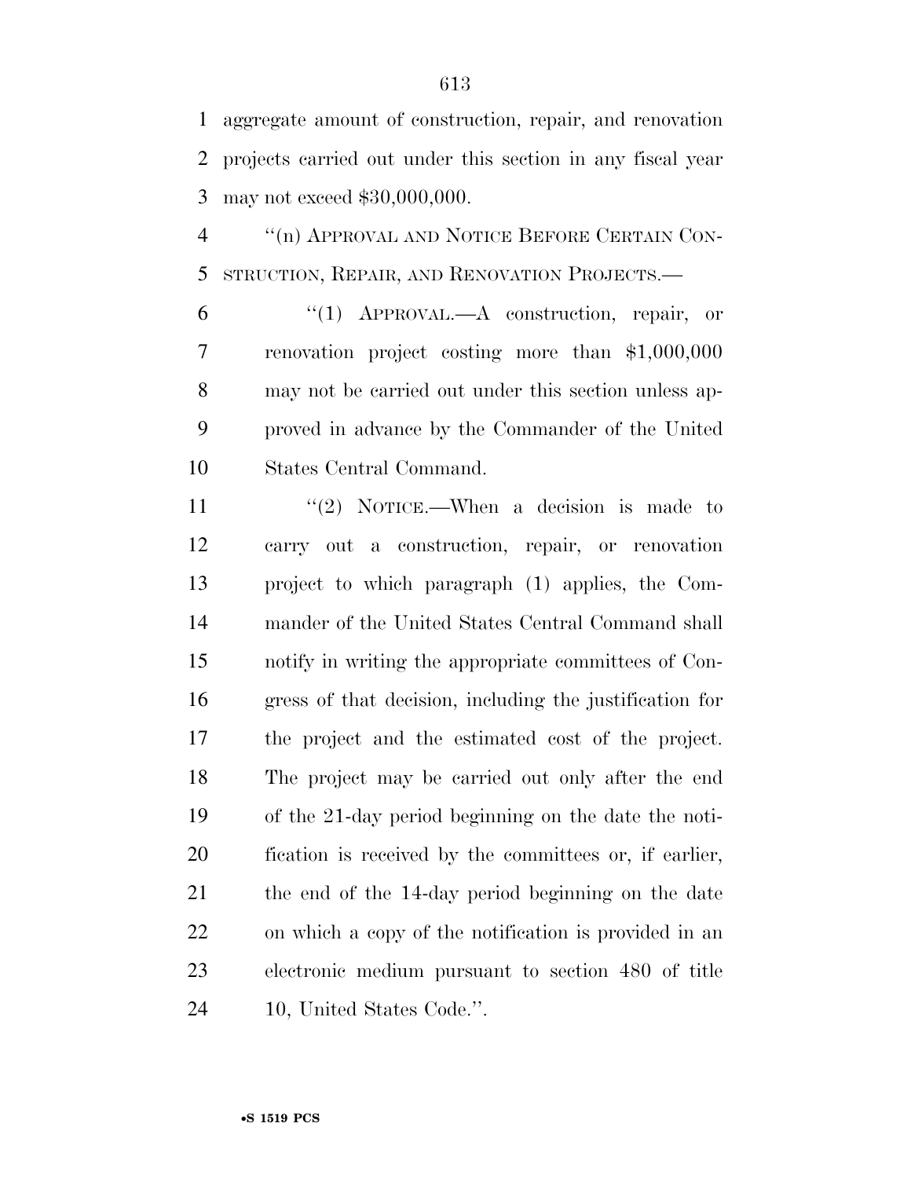aggregate amount of construction, repair, and renovation projects carried out under this section in any fiscal year may not exceed $30,000,000.

''(n) APPROVAL AND NOTICE BEFORE CERTAIN CONSTRUCTION, REPAIR, AND RENOVATION PROJECTS.—

''(1) APPROVAL.—A construction, repair, or renovation project costing more than $1,000,000 may not be carried out under this section unless approved in advance by the Commander of the United States Central Command.

''(2) NOTICE.—When a decision is made to carry out a construction, repair, or renovation project to which paragraph (1) applies, the Commander of the United States Central Command shall notify in writing the appropriate committees of Congress of that decision, including the justification for the project and the estimated cost of the project. The project may be carried out only after the end of the 21-day period beginning on the date the notification is received by the committees or, if earlier, the end of the 14-day period beginning on the date on which a copy of the notification is provided in an electronic medium pursuant to section 480 of title 10, United States Code.''.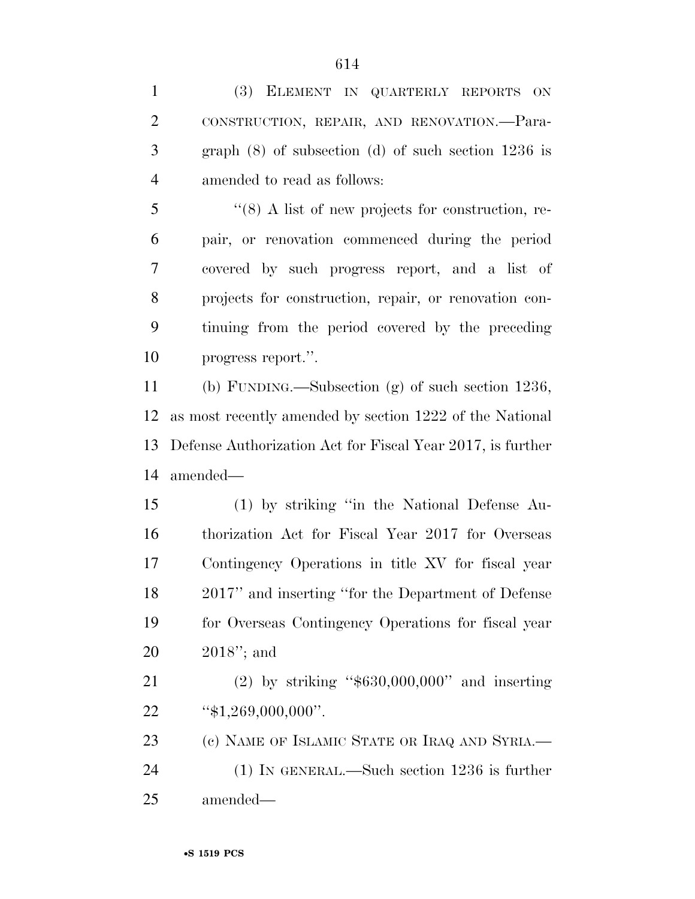(3) ELEMENT IN QUARTERLY REPORTS ON CONSTRUCTION, REPAIR, AND RENOVATION.—Paragraph (8) of subsection (d) of such section 1236 is amended to read as follows:

"(8) A list of new projects for construction, repair, or renovation commenced during the period covered by such progress report, and a list of projects for construction, repair, or renovation continuing from the period covered by the preceding progress report.".

(b) FUNDING.—Subsection (g) of such section 1236, as most recently amended by section 1222 of the National Defense Authorization Act for Fiscal Year 2017, is further amended—

(1) by striking "in the National Defense Authorization Act for Fiscal Year 2017 for Overseas Contingency Operations in title XV for fiscal year 2017" and inserting "for the Department of Defense for Overseas Contingency Operations for fiscal year 2018"; and

(2) by striking "$630,000,000" and inserting "$1,269,000,000".

(c) NAME OF ISLAMIC STATE OR IRAQ AND SYRIA.—

(1) IN GENERAL.—Such section 1236 is further amended—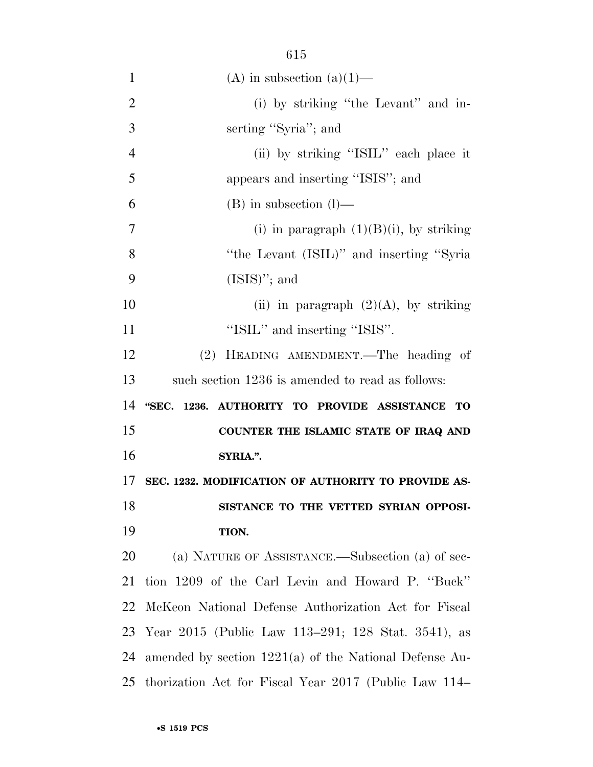(A) in subsection (a)(1)—

(i) by striking "the Levant" and inserting "Syria"; and

(ii) by striking "ISIL" each place it appears and inserting "ISIS"; and

(B) in subsection (l)—

(i) in paragraph (1)(B)(i), by striking "the Levant (ISIL)" and inserting "Syria (ISIS)"; and

(ii) in paragraph (2)(A), by striking "ISIL" and inserting "ISIS".

(2) HEADING AMENDMENT.—The heading of such section 1236 is amended to read as follows:

**"SEC. 1236. AUTHORITY TO PROVIDE ASSISTANCE TO COUNTER THE ISLAMIC STATE OF IRAQ AND SYRIA.".**

**SEC. 1232. MODIFICATION OF AUTHORITY TO PROVIDE ASSISTANCE TO THE VETTED SYRIAN OPPOSITION.**

(a) NATURE OF ASSISTANCE.—Subsection (a) of section 1209 of the Carl Levin and Howard P. "Buck" McKeon National Defense Authorization Act for Fiscal Year 2015 (Public Law 113–291; 128 Stat. 3541), as amended by section 1221(a) of the National Defense Authorization Act for Fiscal Year 2017 (Public Law 114–